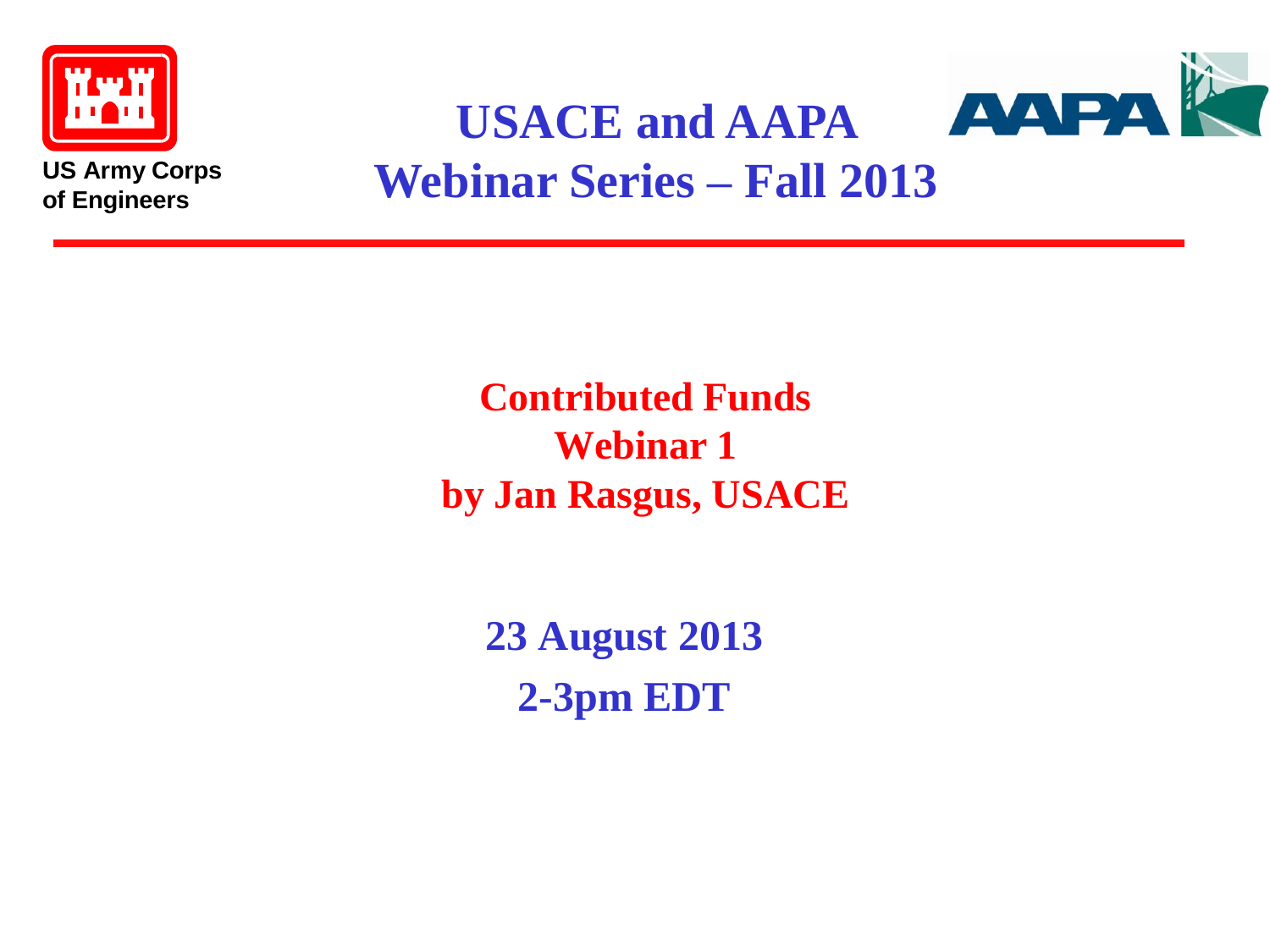US Army Corps of Engineers

# USACE and AAPA Webinar Series – Fall 2013

## Contributed Funds
## Webinar 1
## by Jan Rasgus, USACE

**23 August 2013**

**2-3pm EDT**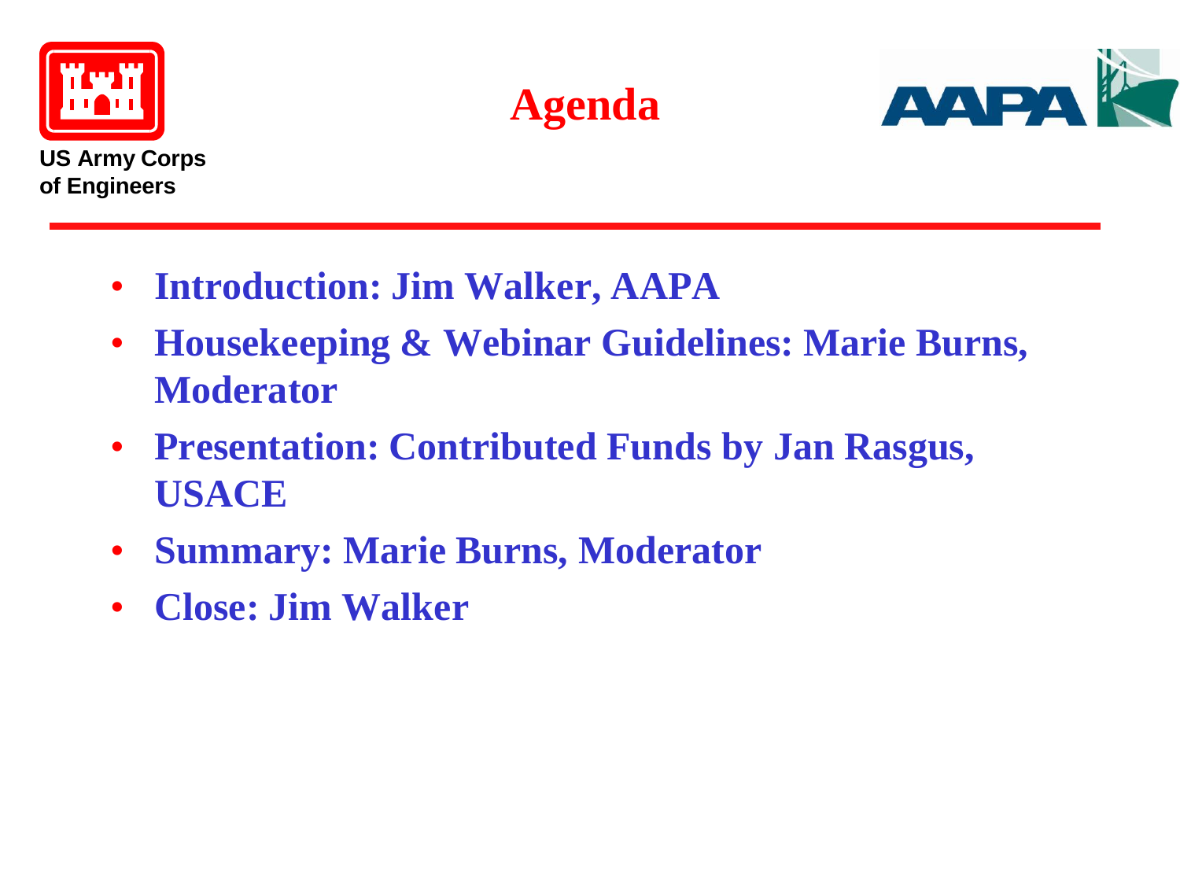US Army Corps of Engineers

# Agenda

- **Introduction: Jim Walker, AAPA**
- **Housekeeping & Webinar Guidelines: Marie Burns, Moderator**
- **Presentation: Contributed Funds by Jan Rasgus, USACE**
- **Summary: Marie Burns, Moderator**
- **Close: Jim Walker**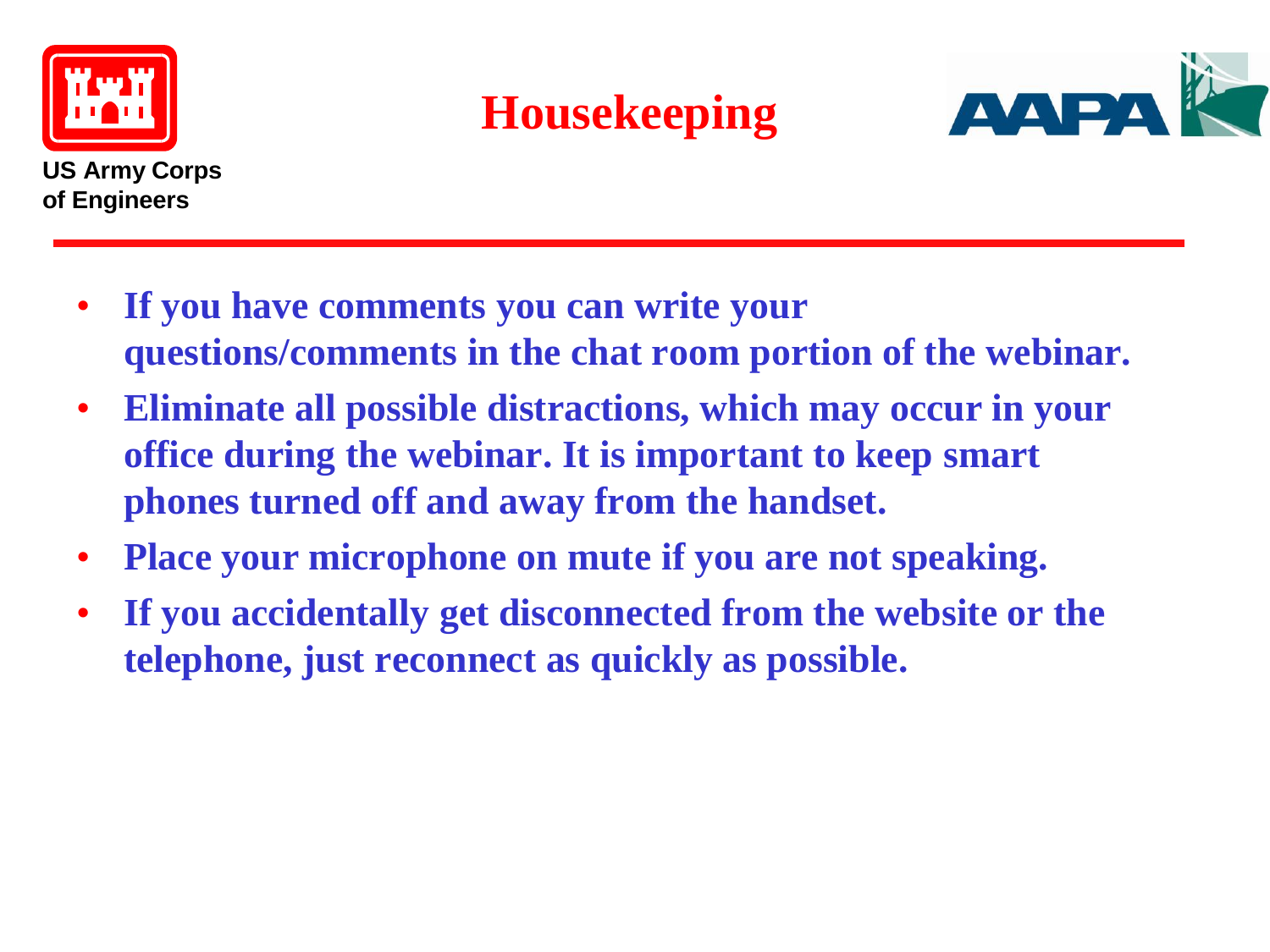US Army Corps of Engineers

# Housekeeping

- **If you have comments you can write your questions/comments in the chat room portion of the webinar.**
- **Eliminate all possible distractions, which may occur in your office during the webinar. It is important to keep smart phones turned off and away from the handset.**
- **Place your microphone on mute if you are not speaking.**
- **If you accidentally get disconnected from the website or the telephone, just reconnect as quickly as possible.**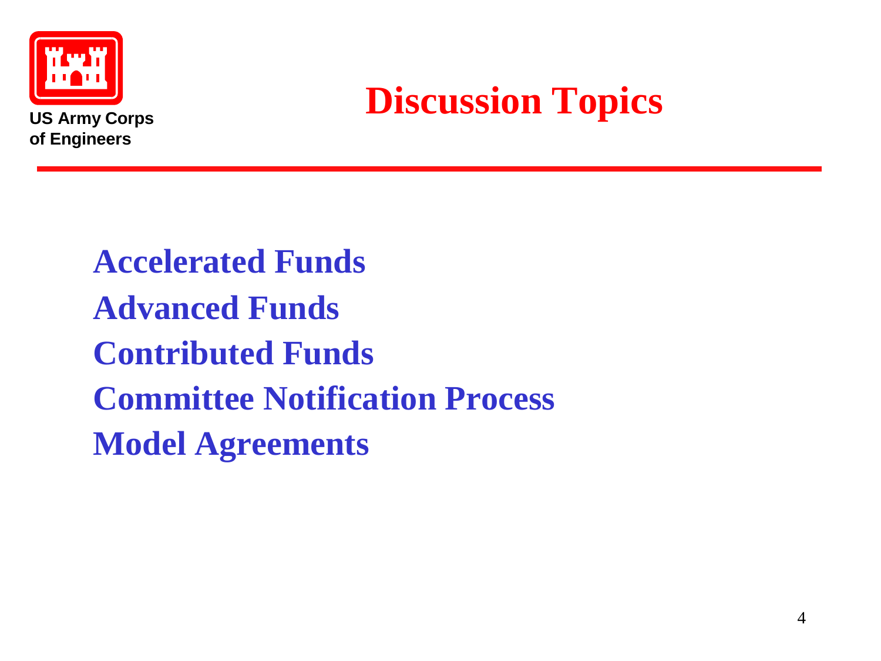US Army Corps of Engineers

# Discussion Topics

- Accelerated Funds
- Advanced Funds
- Contributed Funds
- Committee Notification Process
- Model Agreements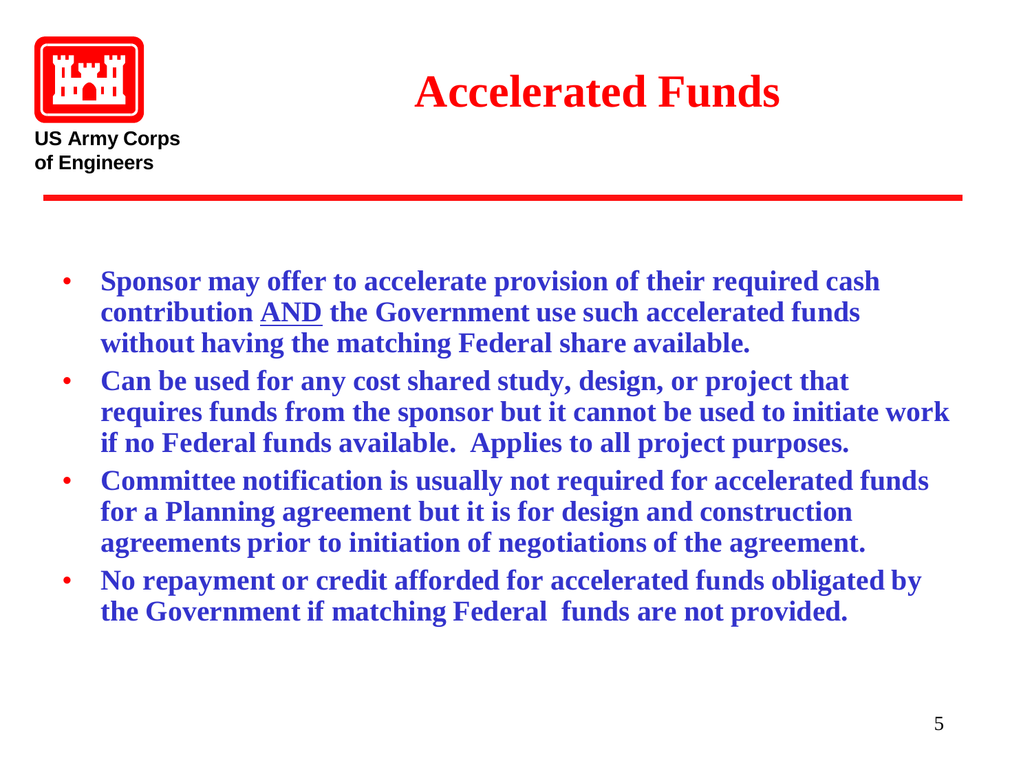US Army Corps of Engineers

# Accelerated Funds

- **Sponsor may offer to accelerate provision of their required cash contribution <u>AND</u> the Government use such accelerated funds without having the matching Federal share available.**
- **Can be used for any cost shared study, design, or project that requires funds from the sponsor but it cannot be used to initiate work if no Federal funds available. Applies to all project purposes.**
- **Committee notification is usually not required for accelerated funds for a Planning agreement but it is for design and construction agreements prior to initiation of negotiations of the agreement.**
- **No repayment or credit afforded for accelerated funds obligated by the Government if matching Federal funds are not provided.**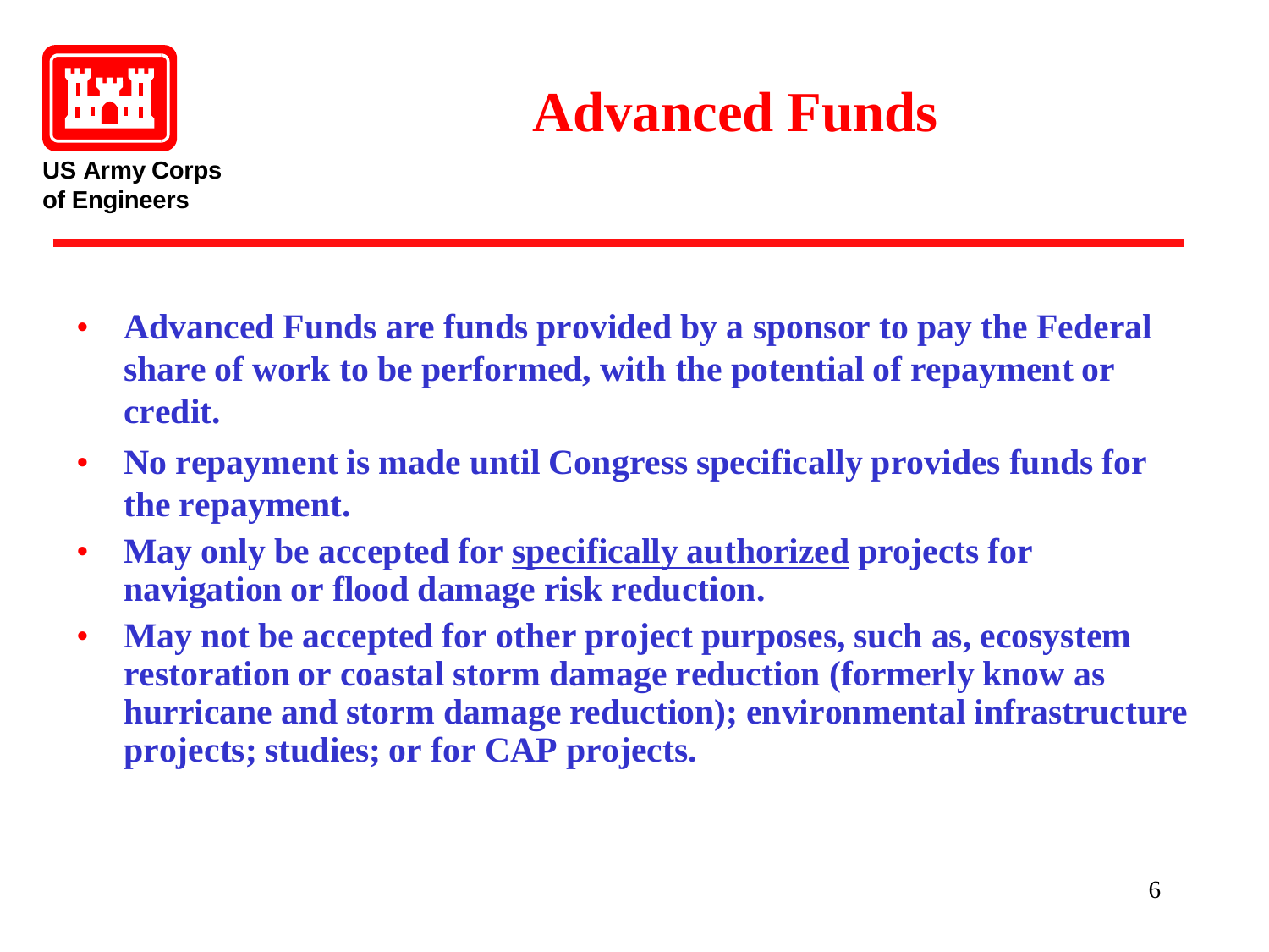US Army Corps of Engineers

# Advanced Funds

- Advanced Funds are funds provided by a sponsor to pay the Federal share of work to be performed, with the potential of repayment or credit.
- No repayment is made until Congress specifically provides funds for the repayment.
- May only be accepted for <u>specifically authorized</u> projects for navigation or flood damage risk reduction.
- May not be accepted for other project purposes, such as, ecosystem restoration or coastal storm damage reduction (formerly know as hurricane and storm damage reduction); environmental infrastructure projects; studies; or for CAP projects.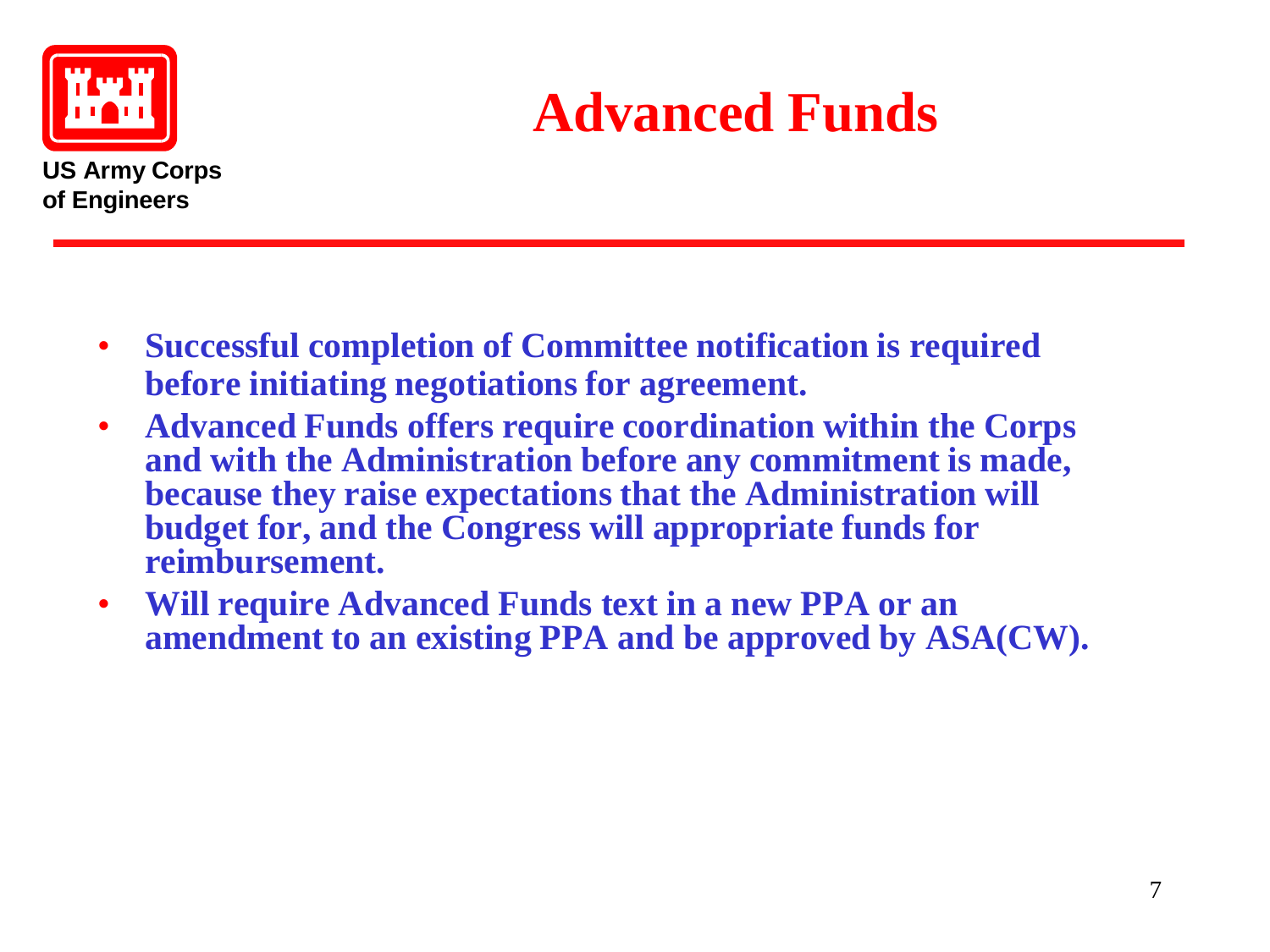US Army Corps of Engineers

# Advanced Funds

- **Successful completion of Committee notification is required before initiating negotiations for agreement.**
- **Advanced Funds offers require coordination within the Corps and with the Administration before any commitment is made, because they raise expectations that the Administration will budget for, and the Congress will appropriate funds for reimbursement.**
- **Will require Advanced Funds text in a new PPA or an amendment to an existing PPA and be approved by ASA(CW).**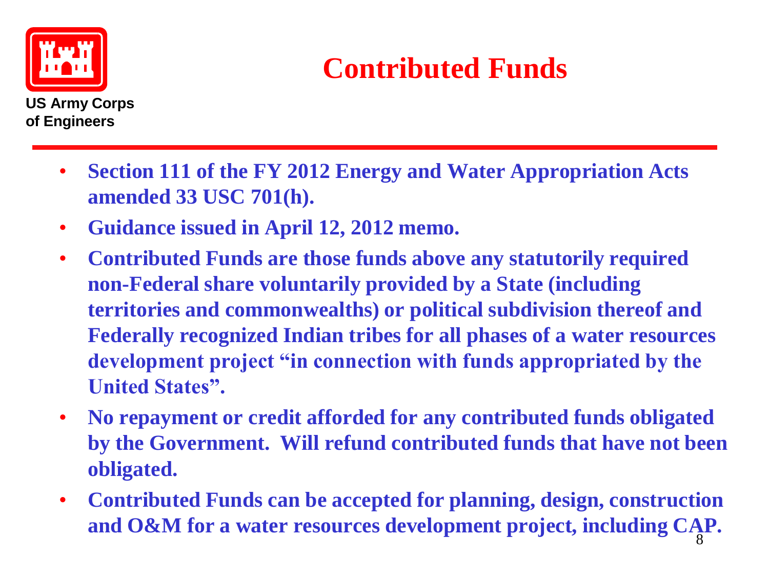US Army Corps of Engineers

# Contributed Funds

- Section 111 of the FY 2012 Energy and Water Appropriation Acts amended 33 USC 701(h).
- Guidance issued in April 12, 2012 memo.
- Contributed Funds are those funds above any statutorily required non-Federal share voluntarily provided by a State (including territories and commonwealths) or political subdivision thereof and Federally recognized Indian tribes for all phases of a water resources development project "in connection with funds appropriated by the United States".
- No repayment or credit afforded for any contributed funds obligated by the Government. Will refund contributed funds that have not been obligated.
- Contributed Funds can be accepted for planning, design, construction and O&M for a water resources development project, including CAP.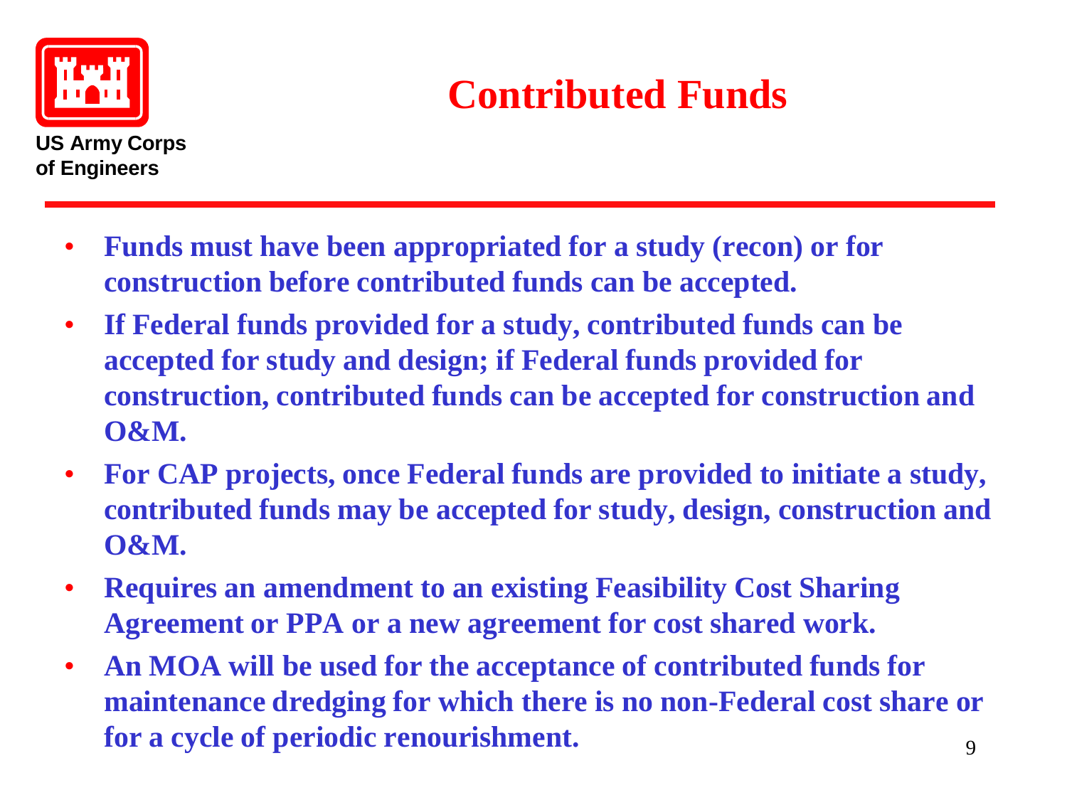# Contributed Funds

- **Funds must have been appropriated for a study (recon) or for construction before contributed funds can be accepted.**
- **If Federal funds provided for a study, contributed funds can be accepted for study and design; if Federal funds provided for construction, contributed funds can be accepted for construction and O&M.**
- **For CAP projects, once Federal funds are provided to initiate a study, contributed funds may be accepted for study, design, construction and O&M.**
- **Requires an amendment to an existing Feasibility Cost Sharing Agreement or PPA or a new agreement for cost shared work.**
- **An MOA will be used for the acceptance of contributed funds for maintenance dredging for which there is no non-Federal cost share or for a cycle of periodic renourishment.**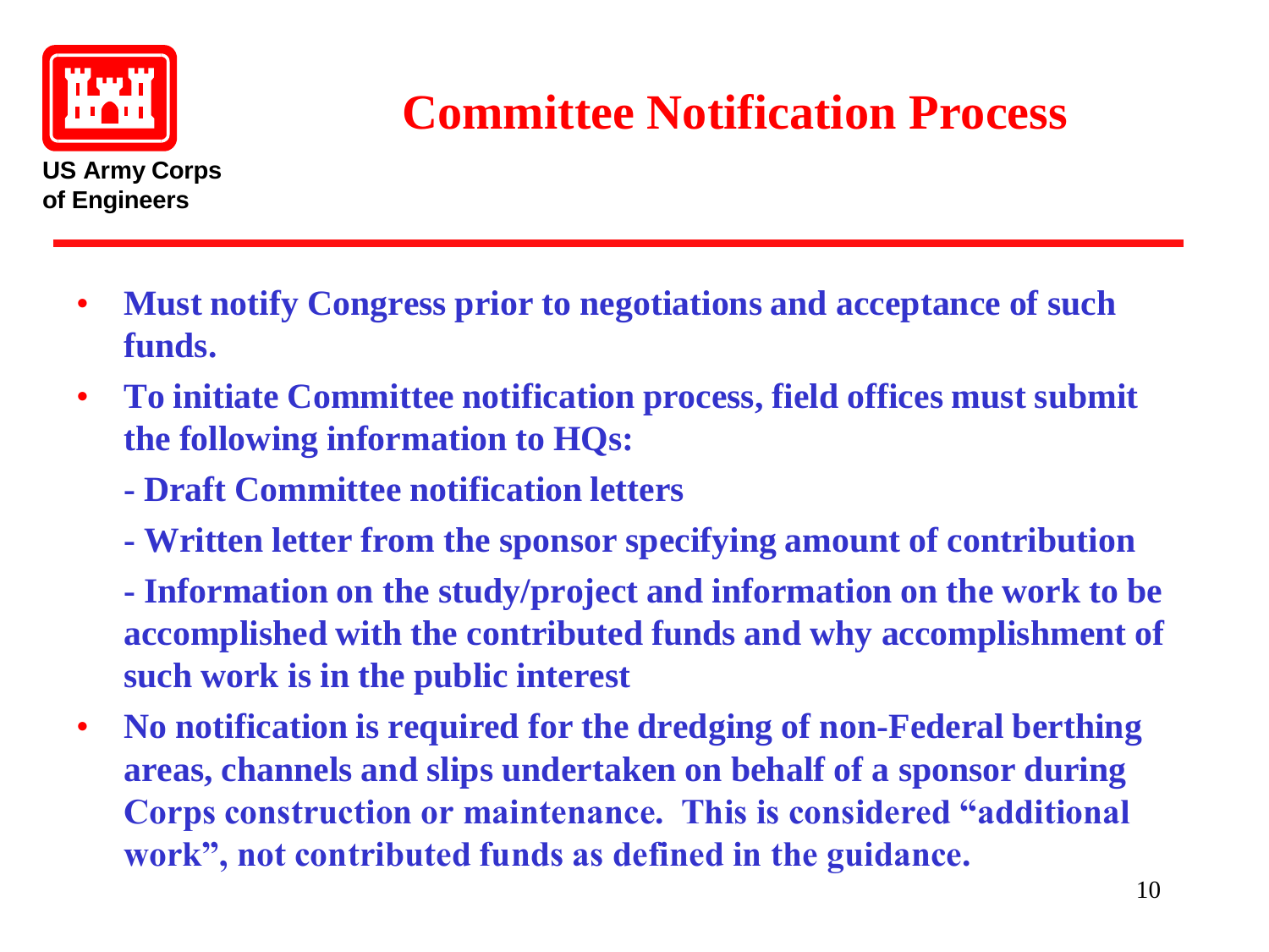US Army Corps of Engineers

# Committee Notification Process

- **Must notify Congress prior to negotiations and acceptance of such funds.**
- **To initiate Committee notification process, field offices must submit the following information to HQs:**

  **- Draft Committee notification letters**

  **- Written letter from the sponsor specifying amount of contribution**

  **- Information on the study/project and information on the work to be accomplished with the contributed funds and why accomplishment of such work is in the public interest**

- **No notification is required for the dredging of non-Federal berthing areas, channels and slips undertaken on behalf of a sponsor during Corps construction or maintenance. This is considered "additional work", not contributed funds as defined in the guidance.**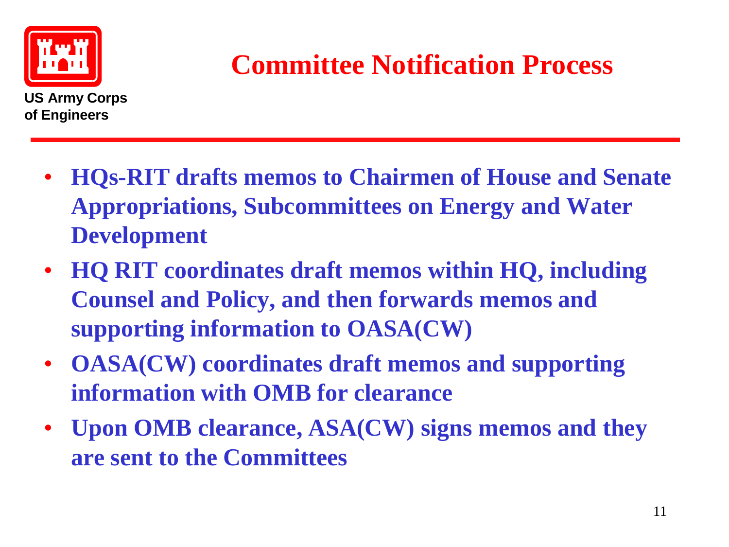US Army Corps of Engineers

# Committee Notification Process

- HQs-RIT drafts memos to Chairmen of House and Senate Appropriations, Subcommittees on Energy and Water Development
- HQ RIT coordinates draft memos within HQ, including Counsel and Policy, and then forwards memos and supporting information to OASA(CW)
- OASA(CW) coordinates draft memos and supporting information with OMB for clearance
- Upon OMB clearance, ASA(CW) signs memos and they are sent to the Committees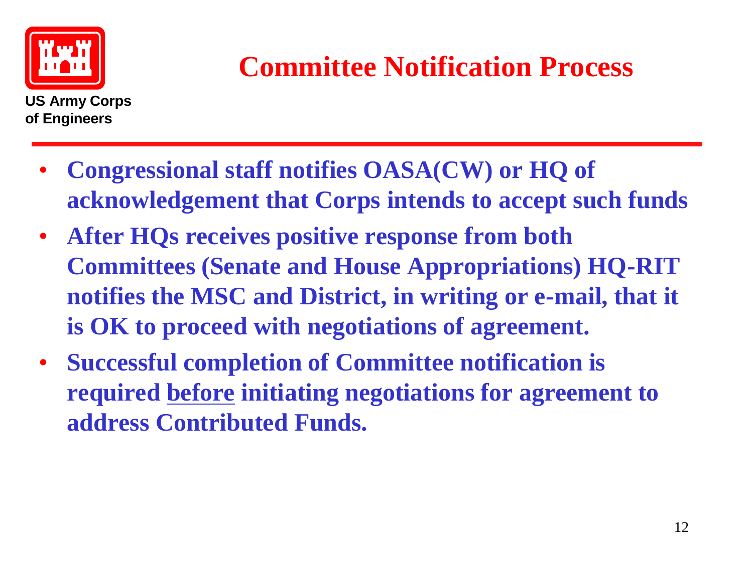US Army Corps of Engineers

# Committee Notification Process

- **Congressional staff notifies OASA(CW) or HQ of acknowledgement that Corps intends to accept such funds**
- **After HQs receives positive response from both Committees (Senate and House Appropriations) HQ-RIT notifies the MSC and District, in writing or e-mail, that it is OK to proceed with negotiations of agreement.**
- **Successful completion of Committee notification is required <u>before</u> initiating negotiations for agreement to address Contributed Funds.**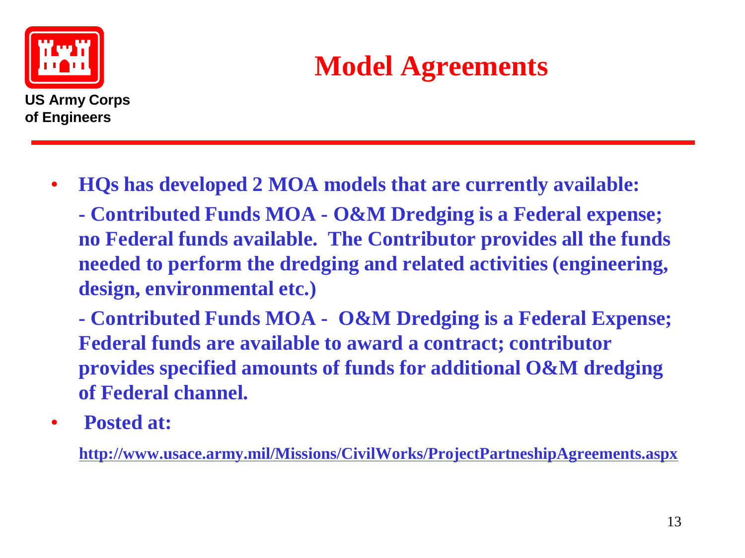US Army Corps of Engineers

# Model Agreements

- **HQs has developed 2 MOA models that are currently available:**

  **- Contributed Funds MOA - O&M Dredging is a Federal expense; no Federal funds available.  The Contributor provides all the funds needed to perform the dredging and related activities (engineering, design, environmental etc.)**

  **- Contributed Funds MOA -  O&M Dredging is a Federal Expense; Federal funds are available to award a contract; contributor provides specified amounts of funds for additional O&M dredging of Federal channel.**

- **Posted at:**

  **http://www.usace.army.mil/Missions/CivilWorks/ProjectPartneshipAgreements.aspx**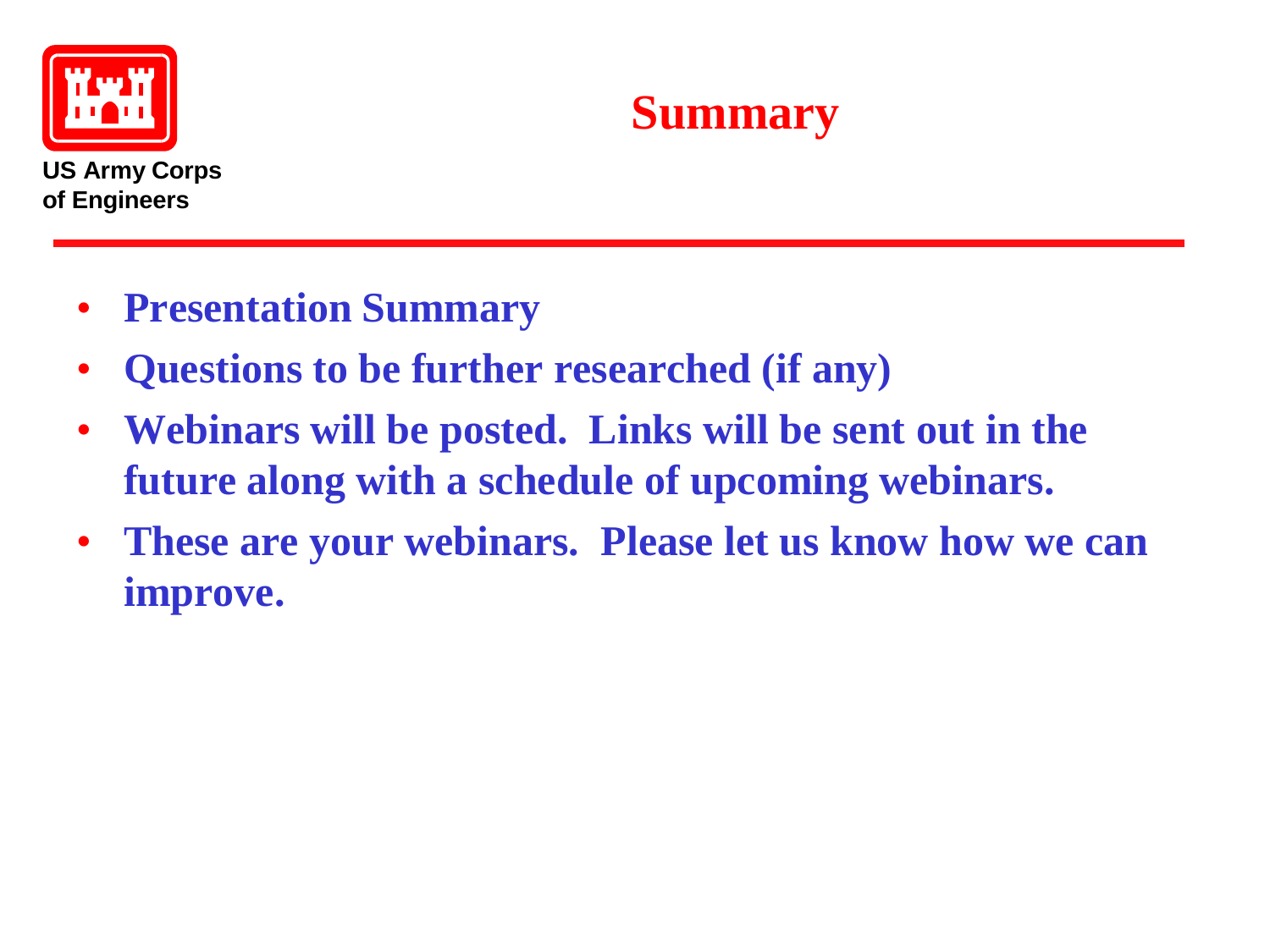US Army Corps of Engineers

# Summary

- **Presentation Summary**
- **Questions to be further researched (if any)**
- **Webinars will be posted. Links will be sent out in the future along with a schedule of upcoming webinars.**
- **These are your webinars. Please let us know how we can improve.**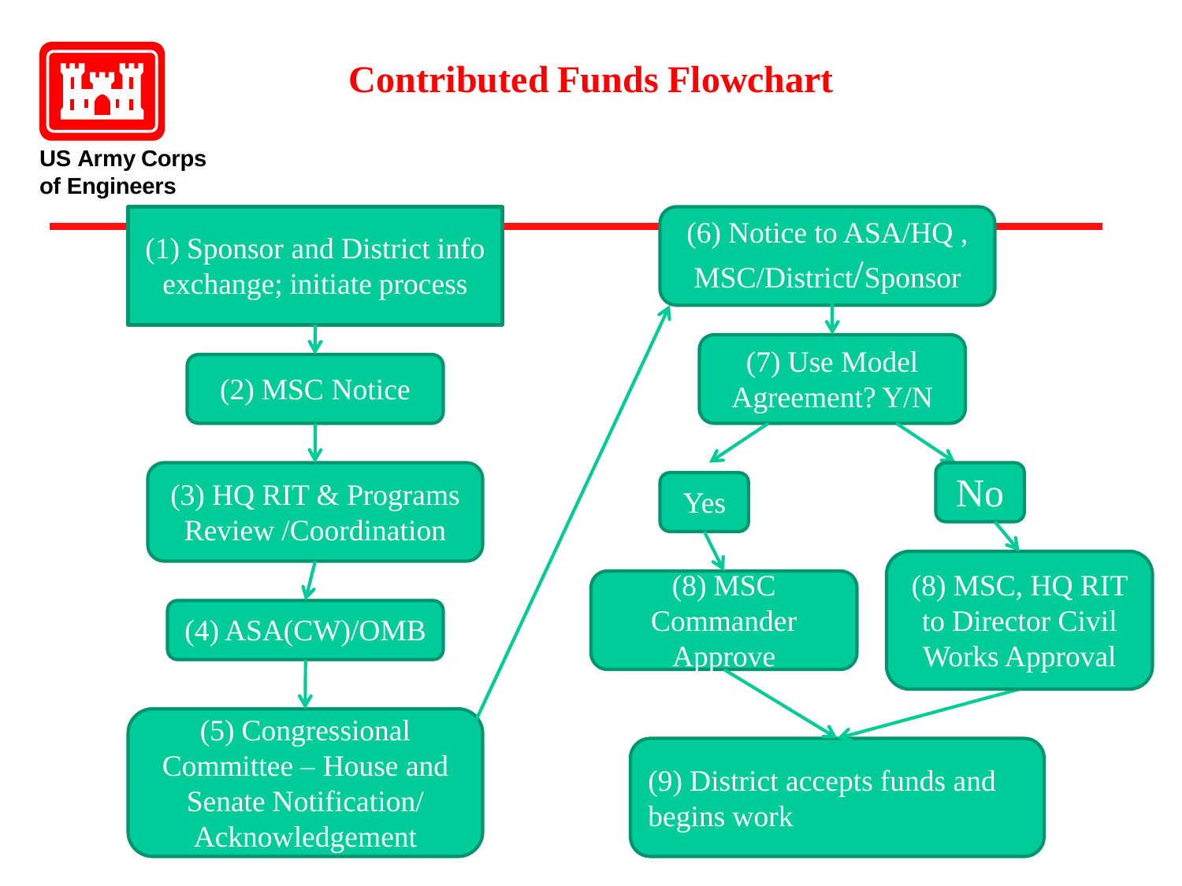US Army Corps of Engineers

# Contributed Funds Flowchart

(1) Sponsor and District info exchange; initiate process

(2) MSC Notice

(3) HQ RIT & Programs Review /Coordination

(4) ASA(CW)/OMB

(5) Congressional Committee – House and Senate Notification/ Acknowledgement

(6) Notice to ASA/HQ , MSC/District/Sponsor

(7) Use Model Agreement? Y/N

Yes

(8) MSC Commander Approve

No

(8) MSC, HQ RIT to Director Civil Works Approval

(9) District accepts funds and begins work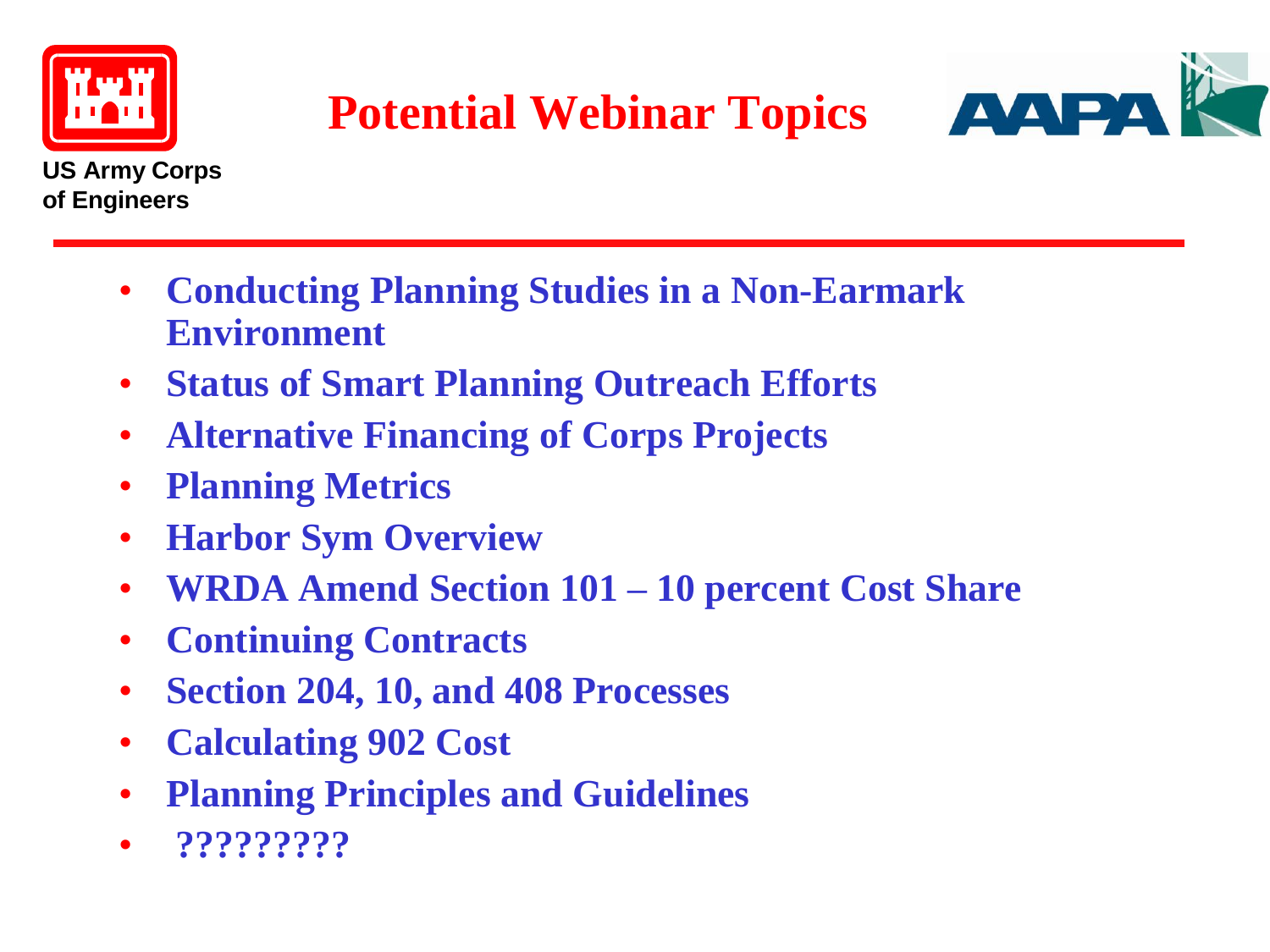US Army Corps of Engineers

# Potential Webinar Topics

AAPA

- Conducting Planning Studies in a Non-Earmark Environment
- Status of Smart Planning Outreach Efforts
- Alternative Financing of Corps Projects
- Planning Metrics
- Harbor Sym Overview
- WRDA Amend Section 101 – 10 percent Cost Share
- Continuing Contracts
- Section 204, 10, and 408 Processes
- Calculating 902 Cost
- Planning Principles and Guidelines
- ?????????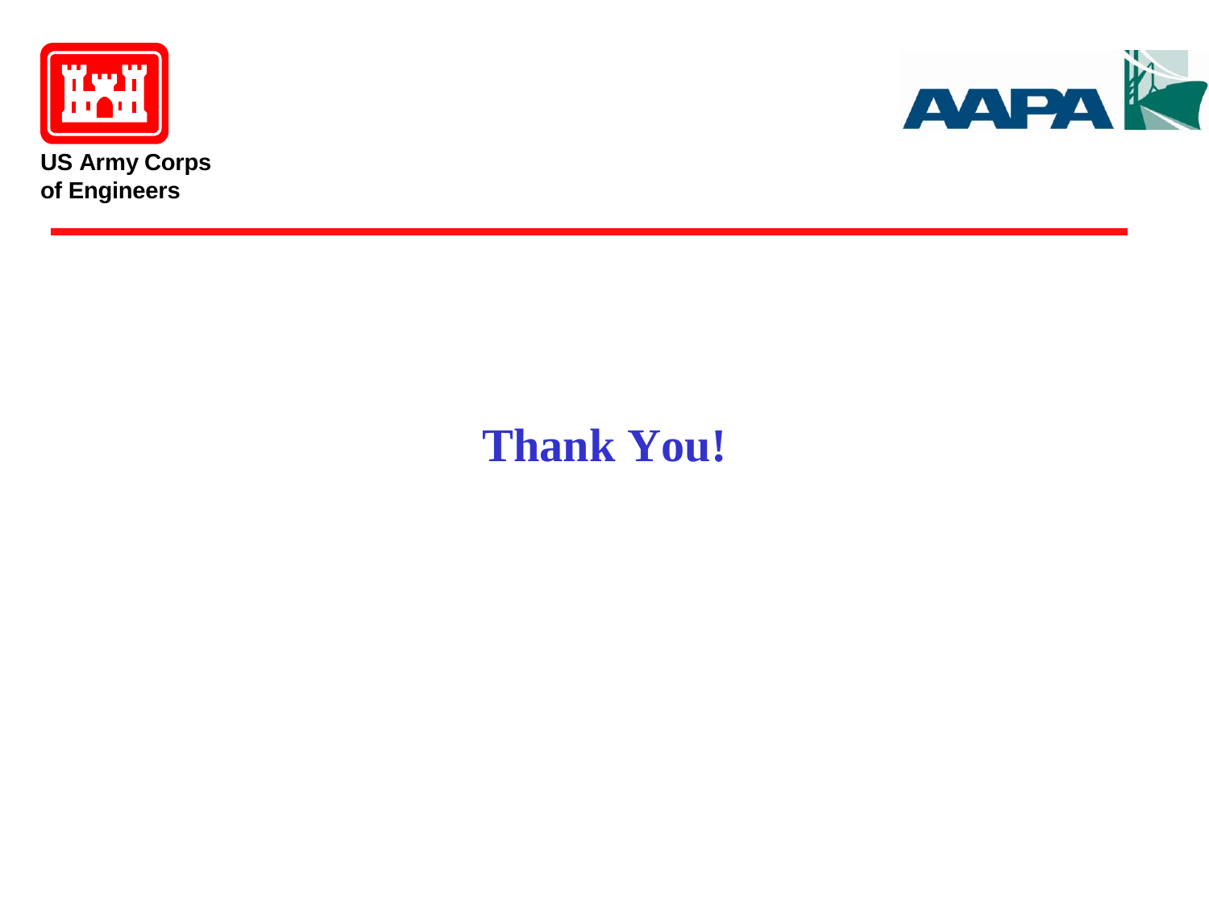US Army Corps of Engineers

AAPA

# Thank You!